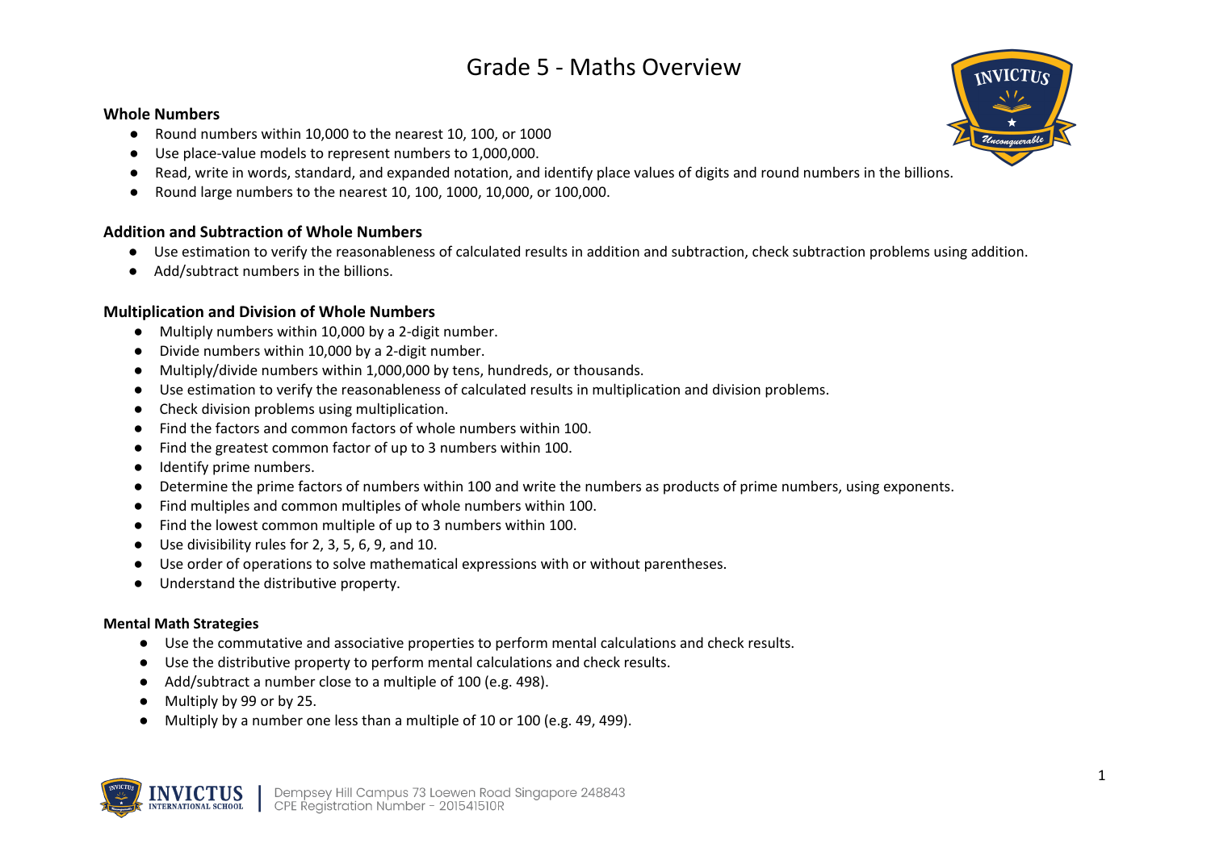# Grade 5 - Maths Overview

**Whole Numbers**

- Round numbers within 10,000 to the nearest 10, 100, or 1000
- Use place-value models to represent numbers to 1,000,000.
- Read, write in words, standard, and expanded notation, and identify place values of digits and round numbers in the billions.
- Round large numbers to the nearest 10, 100, 1000, 10,000, or 100,000.

**Addition and Subtraction of Whole Numbers**

- Use estimation to verify the reasonableness of calculated results in addition and subtraction, check subtraction problems using addition.
- Add/subtract numbers in the billions.

**Multiplication and Division of Whole Numbers**

- Multiply numbers within 10,000 by a 2-digit number.
- Divide numbers within 10,000 by a 2-digit number.
- Multiply/divide numbers within 1,000,000 by tens, hundreds, or thousands.
- Use estimation to verify the reasonableness of calculated results in multiplication and division problems.
- Check division problems using multiplication.
- Find the factors and common factors of whole numbers within 100.
- Find the greatest common factor of up to 3 numbers within 100.
- Identify prime numbers.
- Determine the prime factors of numbers within 100 and write the numbers as products of prime numbers, using exponents.
- Find multiples and common multiples of whole numbers within 100.
- Find the lowest common multiple of up to 3 numbers within 100.
- Use divisibility rules for 2, 3, 5, 6, 9, and 10.
- Use order of operations to solve mathematical expressions with or without parentheses.
- Understand the distributive property.

**Mental Math Strategies**

- Use the commutative and associative properties to perform mental calculations and check results.
- Use the distributive property to perform mental calculations and check results.
- Add/subtract a number close to a multiple of 100 (e.g. 498).
- Multiply by 99 or by 25.
- Multiply by a number one less than a multiple of 10 or 100 (e.g. 49, 499).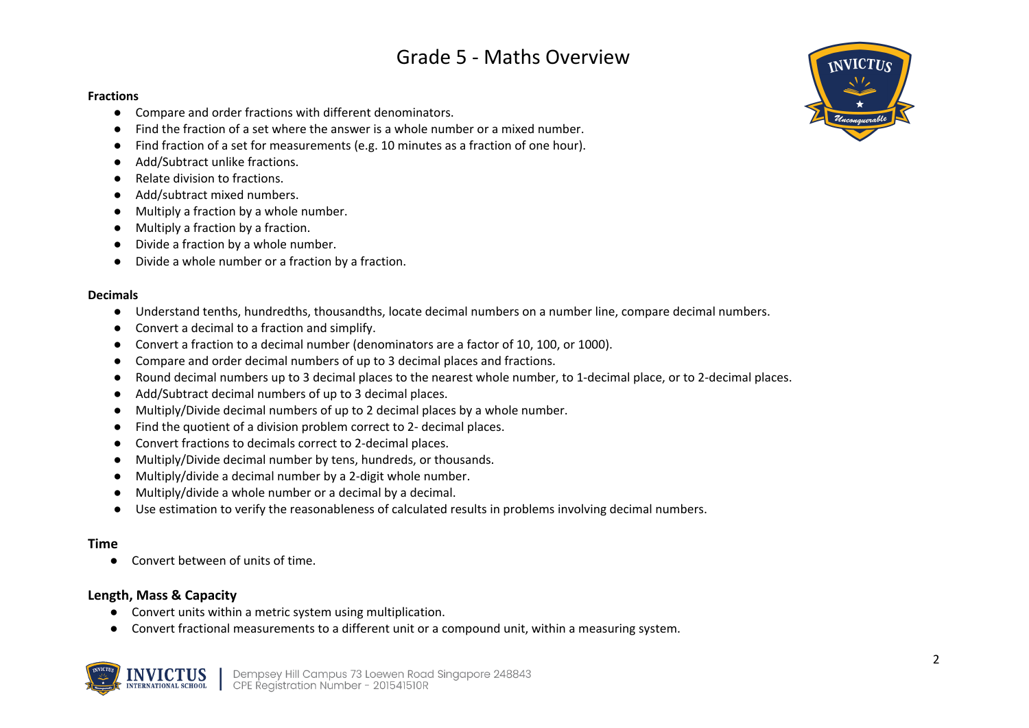# Grade 5 - Maths Overview

**Fractions**

- Compare and order fractions with different denominators.
- Find the fraction of a set where the answer is a whole number or a mixed number.
- Find fraction of a set for measurements (e.g. 10 minutes as a fraction of one hour).
- Add/Subtract unlike fractions.
- Relate division to fractions.
- Add/subtract mixed numbers.
- Multiply a fraction by a whole number.
- Multiply a fraction by a fraction.
- Divide a fraction by a whole number.
- Divide a whole number or a fraction by a fraction.

**Decimals**

- Understand tenths, hundredths, thousandths, locate decimal numbers on a number line, compare decimal numbers.
- Convert a decimal to a fraction and simplify.
- Convert a fraction to a decimal number (denominators are a factor of 10, 100, or 1000).
- Compare and order decimal numbers of up to 3 decimal places and fractions.
- Round decimal numbers up to 3 decimal places to the nearest whole number, to 1-decimal place, or to 2-decimal places.
- Add/Subtract decimal numbers of up to 3 decimal places.
- Multiply/Divide decimal numbers of up to 2 decimal places by a whole number.
- Find the quotient of a division problem correct to 2- decimal places.
- Convert fractions to decimals correct to 2-decimal places.
- Multiply/Divide decimal number by tens, hundreds, or thousands.
- Multiply/divide a decimal number by a 2-digit whole number.
- Multiply/divide a whole number or a decimal by a decimal.
- Use estimation to verify the reasonableness of calculated results in problems involving decimal numbers.

**Time**

- Convert between of units of time.

**Length, Mass & Capacity**

- Convert units within a metric system using multiplication.
- Convert fractional measurements to a different unit or a compound unit, within a measuring system.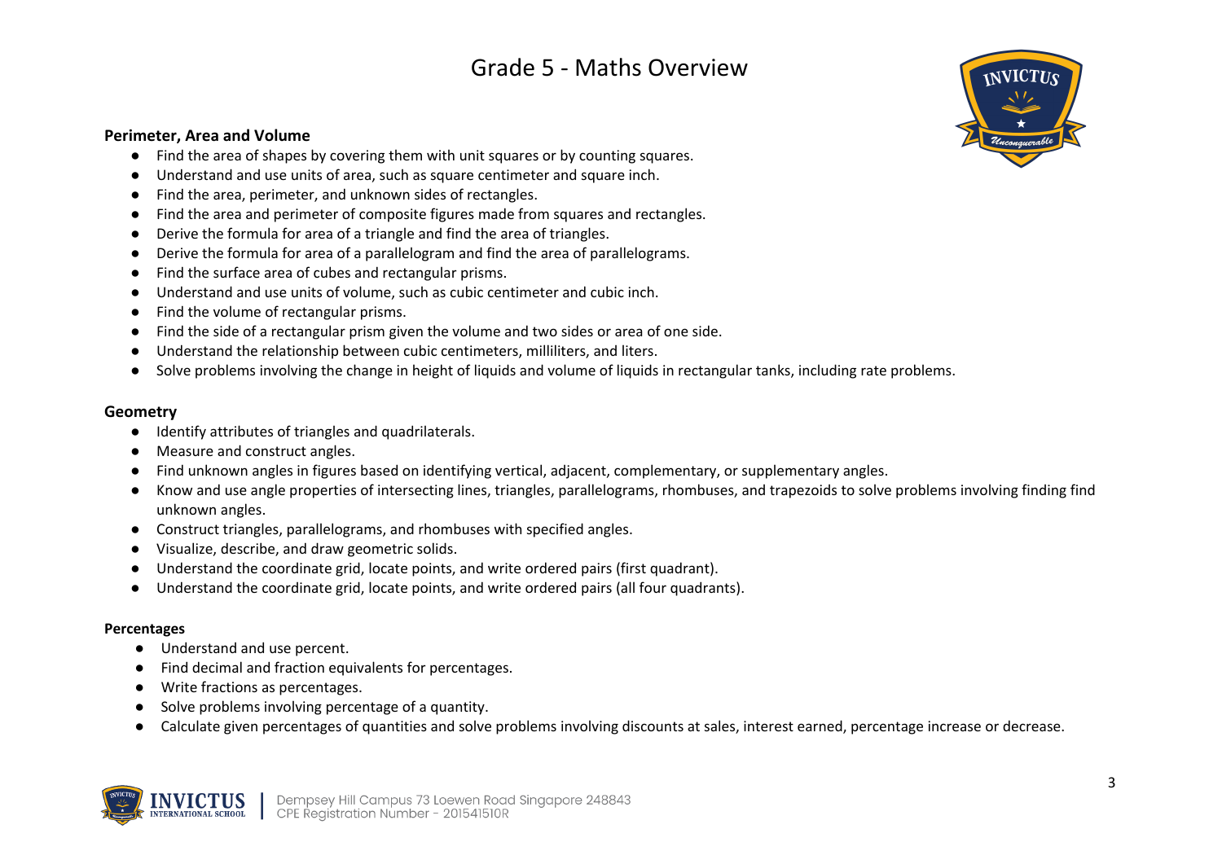# Grade 5 - Maths Overview

**Perimeter, Area and Volume**

- Find the area of shapes by covering them with unit squares or by counting squares.
- Understand and use units of area, such as square centimeter and square inch.
- Find the area, perimeter, and unknown sides of rectangles.
- Find the area and perimeter of composite figures made from squares and rectangles.
- Derive the formula for area of a triangle and find the area of triangles.
- Derive the formula for area of a parallelogram and find the area of parallelograms.
- Find the surface area of cubes and rectangular prisms.
- Understand and use units of volume, such as cubic centimeter and cubic inch.
- Find the volume of rectangular prisms.
- Find the side of a rectangular prism given the volume and two sides or area of one side.
- Understand the relationship between cubic centimeters, milliliters, and liters.
- Solve problems involving the change in height of liquids and volume of liquids in rectangular tanks, including rate problems.

**Geometry**

- Identify attributes of triangles and quadrilaterals.
- Measure and construct angles.
- Find unknown angles in figures based on identifying vertical, adjacent, complementary, or supplementary angles.
- Know and use angle properties of intersecting lines, triangles, parallelograms, rhombuses, and trapezoids to solve problems involving finding find unknown angles.
- Construct triangles, parallelograms, and rhombuses with specified angles.
- Visualize, describe, and draw geometric solids.
- Understand the coordinate grid, locate points, and write ordered pairs (first quadrant).
- Understand the coordinate grid, locate points, and write ordered pairs (all four quadrants).

**Percentages**

- Understand and use percent.
- Find decimal and fraction equivalents for percentages.
- Write fractions as percentages.
- Solve problems involving percentage of a quantity.
- Calculate given percentages of quantities and solve problems involving discounts at sales, interest earned, percentage increase or decrease.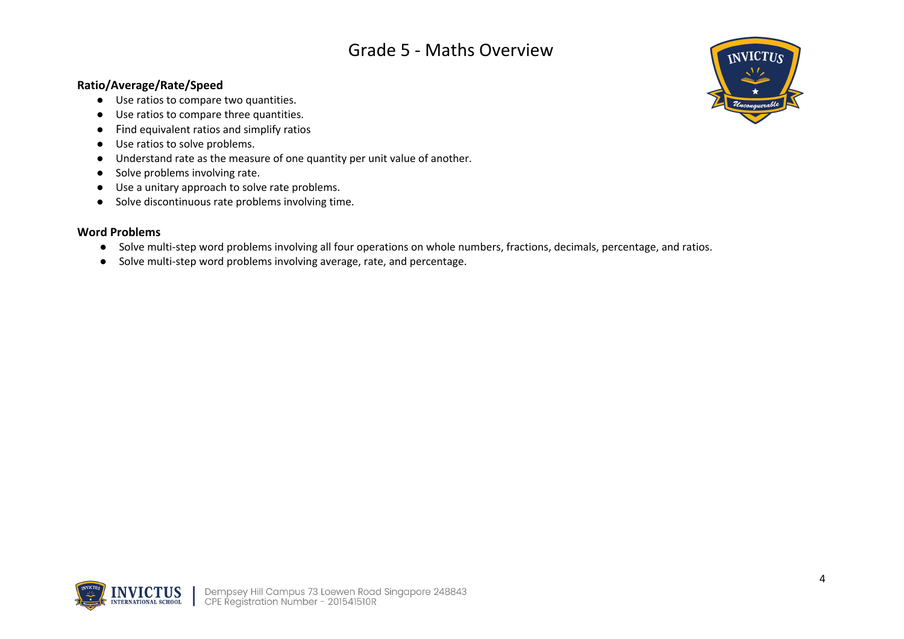# Grade 5 - Maths Overview

**Ratio/Average/Rate/Speed**

- Use ratios to compare two quantities.
- Use ratios to compare three quantities.
- Find equivalent ratios and simplify ratios
- Use ratios to solve problems.
- Understand rate as the measure of one quantity per unit value of another.
- Solve problems involving rate.
- Use a unitary approach to solve rate problems.
- Solve discontinuous rate problems involving time.

**Word Problems**

- Solve multi-step word problems involving all four operations on whole numbers, fractions, decimals, percentage, and ratios.
- Solve multi-step word problems involving average, rate, and percentage.